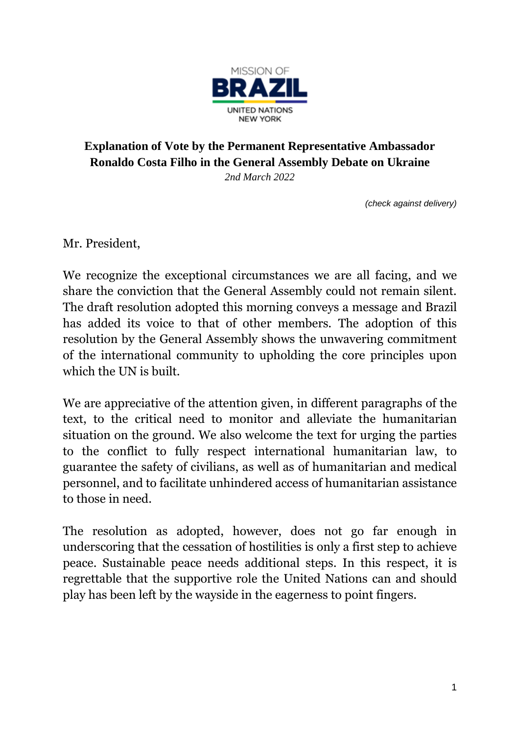MISSION OF
BRAZIL
UNITED NATIONS
NEW YORK

**Explanation of Vote by the Permanent Representative Ambassador Ronaldo Costa Filho in the General Assembly Debate on Ukraine**

*2nd March 2022*

*(check against delivery)*

Mr. President,

We recognize the exceptional circumstances we are all facing, and we share the conviction that the General Assembly could not remain silent. The draft resolution adopted this morning conveys a message and Brazil has added its voice to that of other members. The adoption of this resolution by the General Assembly shows the unwavering commitment of the international community to upholding the core principles upon which the UN is built.

We are appreciative of the attention given, in different paragraphs of the text, to the critical need to monitor and alleviate the humanitarian situation on the ground. We also welcome the text for urging the parties to the conflict to fully respect international humanitarian law, to guarantee the safety of civilians, as well as of humanitarian and medical personnel, and to facilitate unhindered access of humanitarian assistance to those in need.

The resolution as adopted, however, does not go far enough in underscoring that the cessation of hostilities is only a first step to achieve peace. Sustainable peace needs additional steps. In this respect, it is regrettable that the supportive role the United Nations can and should play has been left by the wayside in the eagerness to point fingers.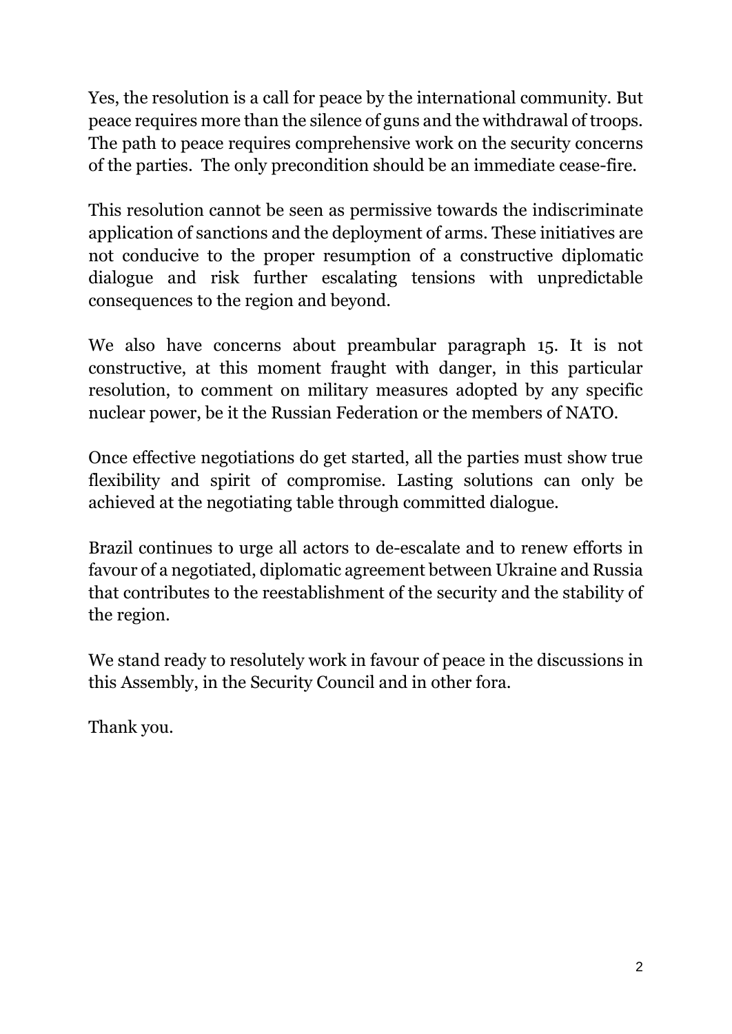Yes, the resolution is a call for peace by the international community. But peace requires more than the silence of guns and the withdrawal of troops. The path to peace requires comprehensive work on the security concerns of the parties. The only precondition should be an immediate cease-fire.

This resolution cannot be seen as permissive towards the indiscriminate application of sanctions and the deployment of arms. These initiatives are not conducive to the proper resumption of a constructive diplomatic dialogue and risk further escalating tensions with unpredictable consequences to the region and beyond.

We also have concerns about preambular paragraph 15. It is not constructive, at this moment fraught with danger, in this particular resolution, to comment on military measures adopted by any specific nuclear power, be it the Russian Federation or the members of NATO.

Once effective negotiations do get started, all the parties must show true flexibility and spirit of compromise. Lasting solutions can only be achieved at the negotiating table through committed dialogue.

Brazil continues to urge all actors to de-escalate and to renew efforts in favour of a negotiated, diplomatic agreement between Ukraine and Russia that contributes to the reestablishment of the security and the stability of the region.

We stand ready to resolutely work in favour of peace in the discussions in this Assembly, in the Security Council and in other fora.

Thank you.